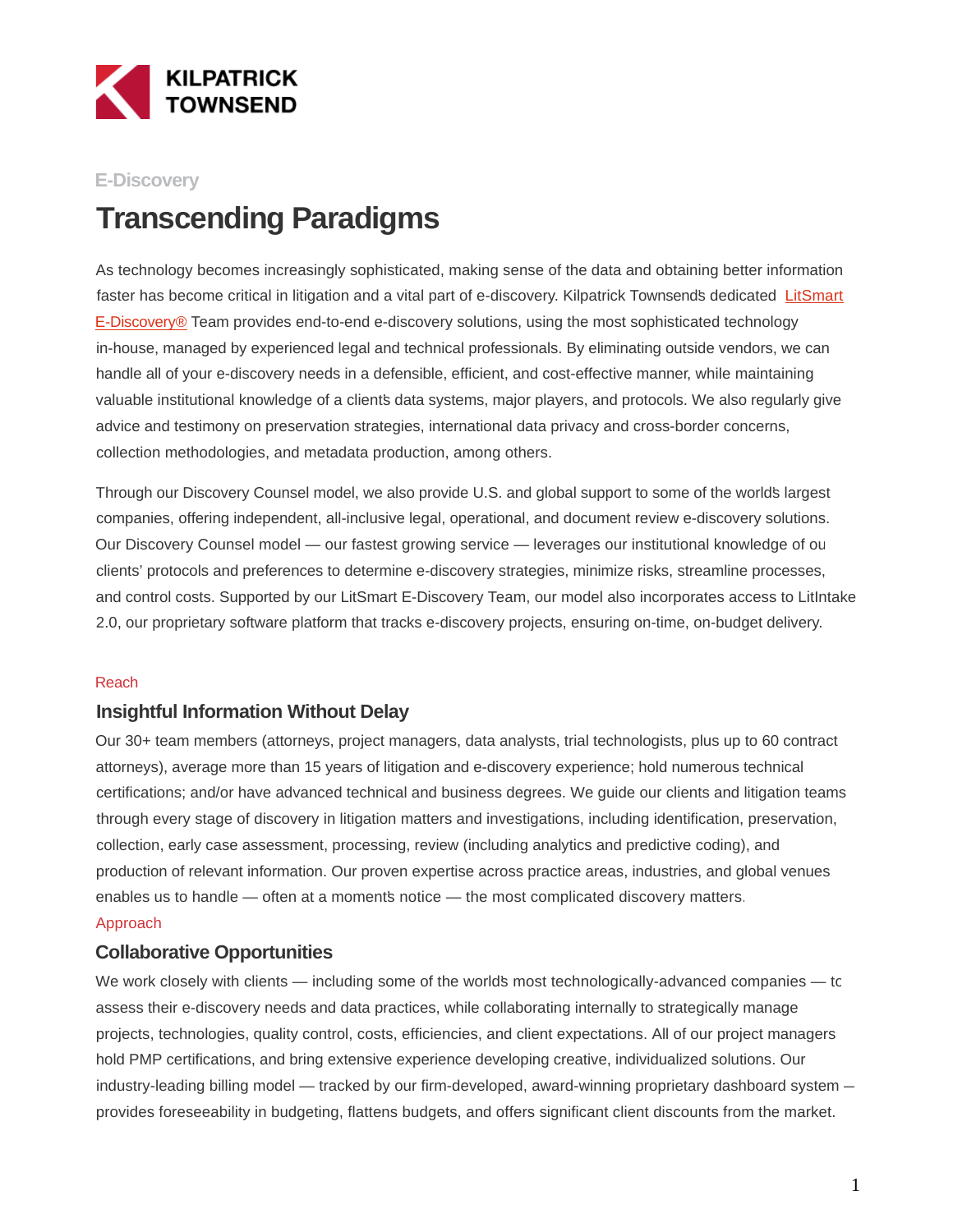KILPATRICK TOWNSEND

E-Discovery

# Transcending Paradigms

As technology becomes increasingly sophisticated, making sense of the data and obtaining better information faster has become critical in litigation and a vital part of e-discovery. Kilpatrick Townsend's dedicated LitSmart E-Discovery® Team provides end-to-end e-discovery solutions, using the most sophisticated technology in-house, managed by experienced legal and technical professionals. By eliminating outside vendors, we can handle all of your e-discovery needs in a defensible, efficient, and cost-effective manner, while maintaining valuable institutional knowledge of a client's data systems, major players, and protocols. We also regularly give advice and testimony on preservation strategies, international data privacy and cross-border concerns, collection methodologies, and metadata production, among others.

Through our Discovery Counsel model, we also provide U.S. and global support to some of the world's largest companies, offering independent, all-inclusive legal, operational, and document review e-discovery solutions. Our Discovery Counsel model — our fastest growing service — leverages our institutional knowledge of our clients' protocols and preferences to determine e-discovery strategies, minimize risks, streamline processes, and control costs. Supported by our LitSmart E-Discovery Team, our model also incorporates access to LitIntake 2.0, our proprietary software platform that tracks e-discovery projects, ensuring on-time, on-budget delivery.

Reach

## Insightful Information Without Delay

Our 30+ team members (attorneys, project managers, data analysts, trial technologists, plus up to 60 contract attorneys), average more than 15 years of litigation and e-discovery experience; hold numerous technical certifications; and/or have advanced technical and business degrees. We guide our clients and litigation teams through every stage of discovery in litigation matters and investigations, including identification, preservation, collection, early case assessment, processing, review (including analytics and predictive coding), and production of relevant information. Our proven expertise across practice areas, industries, and global venues enables us to handle — often at a moment's notice — the most complicated discovery matters.

Approach

## Collaborative Opportunities

We work closely with clients — including some of the world's most technologically-advanced companies — to assess their e-discovery needs and data practices, while collaborating internally to strategically manage projects, technologies, quality control, costs, efficiencies, and client expectations. All of our project managers hold PMP certifications, and bring extensive experience developing creative, individualized solutions. Our industry-leading billing model — tracked by our firm-developed, award-winning proprietary dashboard system — provides foreseeability in budgeting, flattens budgets, and offers significant client discounts from the market.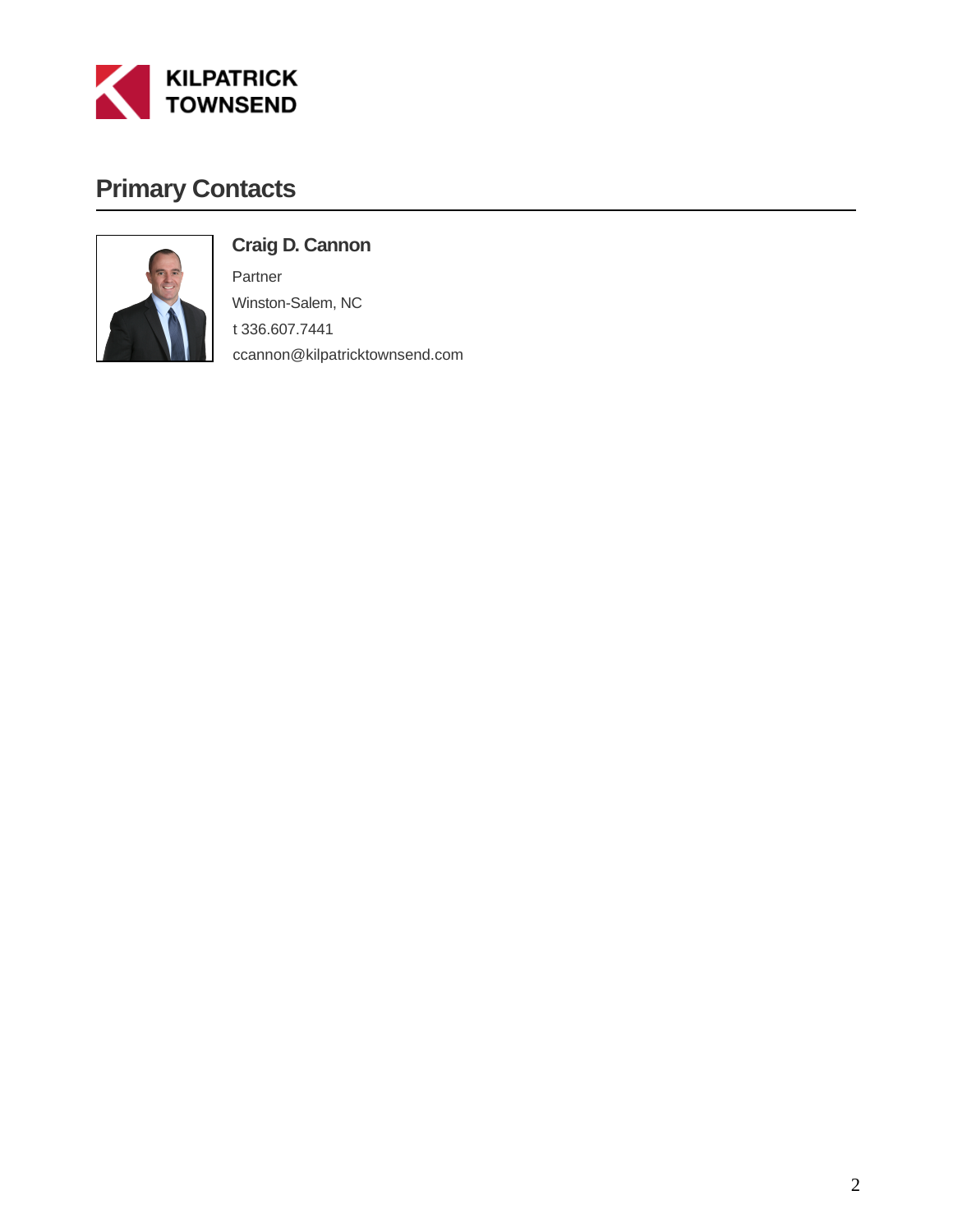KILPATRICK TOWNSEND

## Primary Contacts

### Craig D. Cannon

Partner

Winston-Salem, NC

t 336.607.7441

ccannon@kilpatricktownsend.com